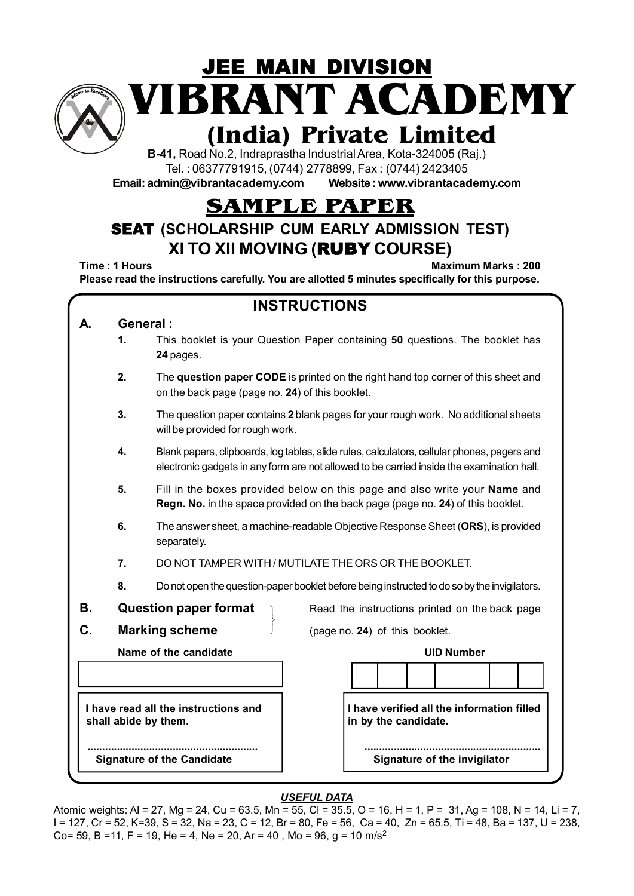# JEE MAIN DIVISION

# VIBRANT ACADEMY

## (India) Private Limited

**B-41,** Road No.2, Indraprastha Industrial Area, Kota-324005 (Raj.)
Tel. : 06377791915, (0744) 2778899, Fax : (0744) 2423405
**Email: admin@vibrantacademy.com Website : www.vibrantacademy.com**

# SAMPLE PAPER

## SEAT (SCHOLARSHIP CUM EARLY ADMISSION TEST)

## XI TO XII MOVING (RUBY COURSE)

**Time : 1 Hours** **Maximum Marks : 200**

**Please read the instructions carefully. You are allotted 5 minutes specifically for this purpose.**

## INSTRUCTIONS

**A. General :**

1. This booklet is your Question Paper containing **50** questions. The booklet has **24** pages.
2. The **question paper CODE** is printed on the right hand top corner of this sheet and on the back page (page no. **24**) of this booklet.
3. The question paper contains **2** blank pages for your rough work. No additional sheets will be provided for rough work.
4. Blank papers, clipboards, log tables, slide rules, calculators, cellular phones, pagers and electronic gadgets in any form are not allowed to be carried inside the examination hall.
5. Fill in the boxes provided below on this page and also write your **Name** and **Regn. No.** in the space provided on the back page (page no. **24**) of this booklet.
6. The answer sheet, a machine-readable Objective Response Sheet (**ORS**), is provided separately.
7. DO NOT TAMPER WITH / MUTILATE THE ORS OR THE BOOKLET.
8. Do not open the question-paper booklet before being instructed to do so by the invigilators.

**B. Question paper format**
**C. Marking scheme**

Read the instructions printed on the back page (page no. **24**) of this booklet.

**Name of the candidate**

**UID Number**

**I have read all the instructions and shall abide by them.**

.........................................................
**Signature of the Candidate**

**I have verified all the information filled in by the candidate.**

.........................................................
**Signature of the invigilator**

***USEFUL DATA***

Atomic weights: Al = 27, Mg = 24, Cu = 63.5, Mn = 55, Cl = 35.5, O = 16, H = 1, P = 31, Ag = 108, N = 14, Li = 7, I = 127, Cr = 52, K=39, S = 32, Na = 23, C = 12, Br = 80, Fe = 56, Ca = 40, Zn = 65.5, Ti = 48, Ba = 137, U = 238, Co= 59, B =11, F = 19, He = 4, Ne = 20, Ar = 40 , Mo = 96, g = 10 $m/s^2$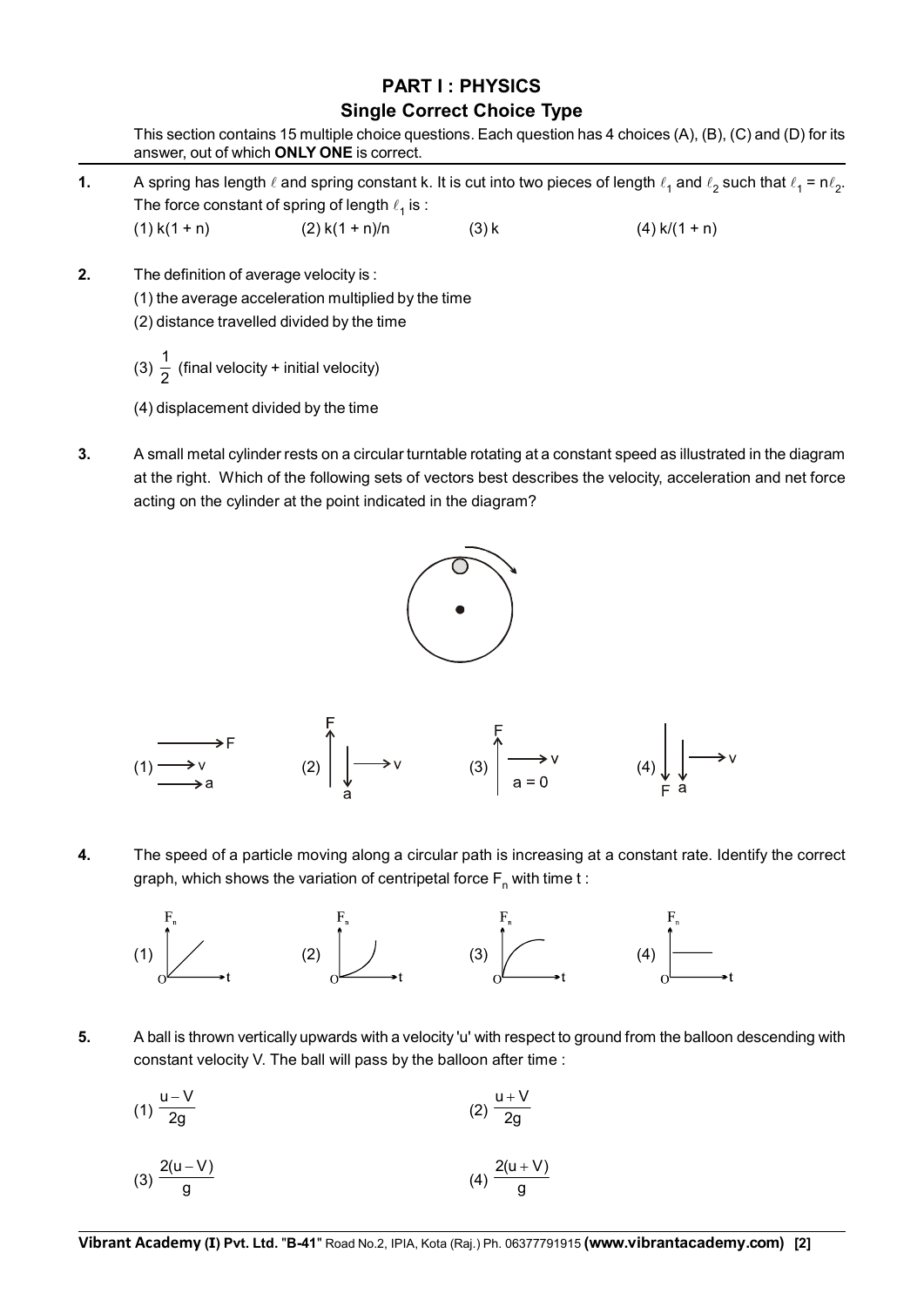## PART I : PHYSICS

### Single Correct Choice Type

This section contains 15 multiple choice questions. Each question has 4 choices (A), (B), (C) and (D) for its answer, out of which **ONLY ONE** is correct.

**1.** A spring has length $\ell$ and spring constant k. It is cut into two pieces of length $\ell_1$ and $\ell_2$ such that $\ell_1 = n\ell_2$. The force constant of spring of length $\ell_1$ is :

(1) $k(1 + n)$ (2) $k(1 + n)/n$ (3) $k$ (4) $k/(1 + n)$

**2.** The definition of average velocity is :

(1) the average acceleration multiplied by the time

(2) distance travelled divided by the time

(3) $\frac{1}{2}$ (final velocity + initial velocity)

(4) displacement divided by the time

**3.** A small metal cylinder rests on a circular turntable rotating at a constant speed as illustrated in the diagram at the right. Which of the following sets of vectors best describes the velocity, acceleration and net force acting on the cylinder at the point indicated in the diagram?

(1) F →, v →, a →

(2) F ↑, a ↓, v →

(3) F ↑, v →, a = 0

(4) F ↓, a ↓, v →

**4.** The speed of a particle moving along a circular path is increasing at a constant rate. Identify the correct graph, which shows the variation of centripetal force $F_n$ with time t :

(1) (2) (3) (4)

**5.** A ball is thrown vertically upwards with a velocity 'u' with respect to ground from the balloon descending with constant velocity V. The ball will pass by the balloon after time :

(1) $\frac{u - V}{2g}$ (2) $\frac{u + V}{2g}$

(3) $\frac{2(u - V)}{g}$ (4) $\frac{2(u + V)}{g}$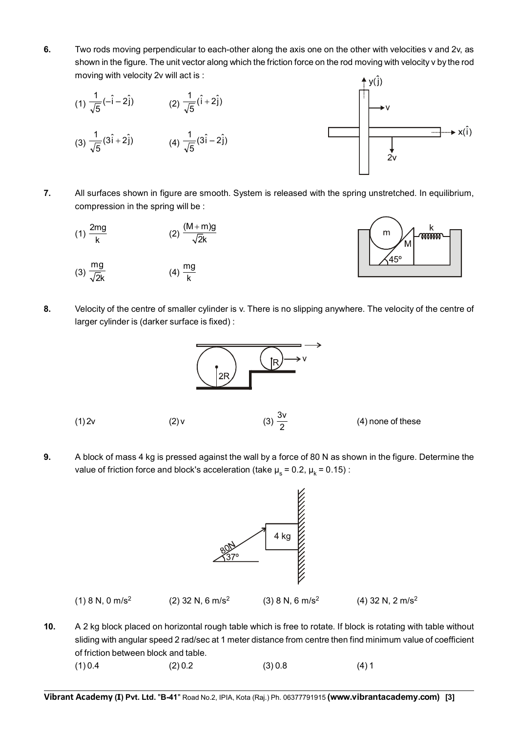**6.** Two rods moving perpendicular to each-other along the axis one on the other with velocities v and 2v, as shown in the figure. The unit vector along which the friction force on the rod moving with velocity v by the rod moving with velocity 2v will act is :

(1) $\frac{1}{\sqrt{5}}(-\hat{i}-2\hat{j})$ (2) $\frac{1}{\sqrt{5}}(\hat{i}+2\hat{j})$

(3) $\frac{1}{\sqrt{5}}(3\hat{i}+2\hat{j})$ (4) $\frac{1}{\sqrt{5}}(3\hat{i}-2\hat{j})$

**7.** All surfaces shown in figure are smooth. System is released with the spring unstretched. In equilibrium, compression in the spring will be :

(1) $\frac{2mg}{k}$ (2) $\frac{(M+m)g}{\sqrt{2}k}$

(3) $\frac{mg}{\sqrt{2}k}$ (4) $\frac{mg}{k}$

**8.** Velocity of the centre of smaller cylinder is v. There is no slipping anywhere. The velocity of the centre of larger cylinder is (darker surface is fixed) :

(1) 2v (2) v (3) $\frac{3v}{2}$ (4) none of these

**9.** A block of mass 4 kg is pressed against the wall by a force of 80 N as shown in the figure. Determine the value of friction force and block's acceleration (take $\mu_s$ = 0.2, $\mu_k$ = 0.15) :

(1) 8 N, 0 m/s$^2$ (2) 32 N, 6 m/s$^2$ (3) 8 N, 6 m/s$^2$ (4) 32 N, 2 m/s$^2$

**10.** A 2 kg block placed on horizontal rough table which is free to rotate. If block is rotating with table without sliding with angular speed 2 rad/sec at 1 meter distance from centre then find minimum value of coefficient of friction between block and table.

(1) 0.4 (2) 0.2 (3) 0.8 (4) 1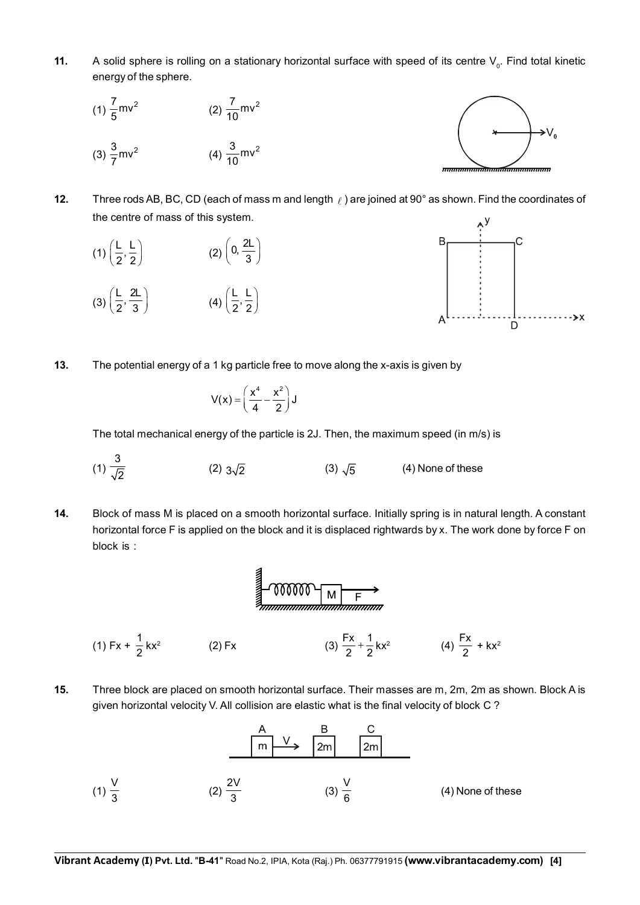**11.** A solid sphere is rolling on a stationary horizontal surface with speed of its centre $V_0$. Find total kinetic energy of the sphere.

(1) $\frac{7}{5}mv^2$ (2) $\frac{7}{10}mv^2$

(3) $\frac{3}{7}mv^2$ (4) $\frac{3}{10}mv^2$

**12.** Three rods AB, BC, CD (each of mass m and length $\ell$) are joined at 90° as shown. Find the coordinates of the centre of mass of this system.

(1) $\left(\frac{L}{2}, \frac{L}{2}\right)$ (2) $\left(0, \frac{2L}{3}\right)$

(3) $\left(\frac{L}{2}, \frac{2L}{3}\right)$ (4) $\left(\frac{L}{2}, \frac{L}{2}\right)$

**13.** The potential energy of a 1 kg particle free to move along the x-axis is given by

$$V(x) = \left(\frac{x^4}{4} - \frac{x^2}{2}\right) J$$

The total mechanical energy of the particle is 2J. Then, the maximum speed (in m/s) is

(1) $\frac{3}{\sqrt{2}}$ (2) $3\sqrt{2}$ (3) $\sqrt{5}$ (4) None of these

**14.** Block of mass M is placed on a smooth horizontal surface. Initially spring is in natural length. A constant horizontal force F is applied on the block and it is displaced rightwards by x. The work done by force F on block is :

(1) $Fx + \frac{1}{2}kx^2$ (2) $Fx$ (3) $\frac{Fx}{2} + \frac{1}{2}kx^2$ (4) $\frac{Fx}{2} + kx^2$

**15.** Three block are placed on smooth horizontal surface. Their masses are m, 2m, 2m as shown. Block A is given horizontal velocity V. All collision are elastic what is the final velocity of block C ?

(1) $\frac{V}{3}$ (2) $\frac{2V}{3}$ (3) $\frac{V}{6}$ (4) None of these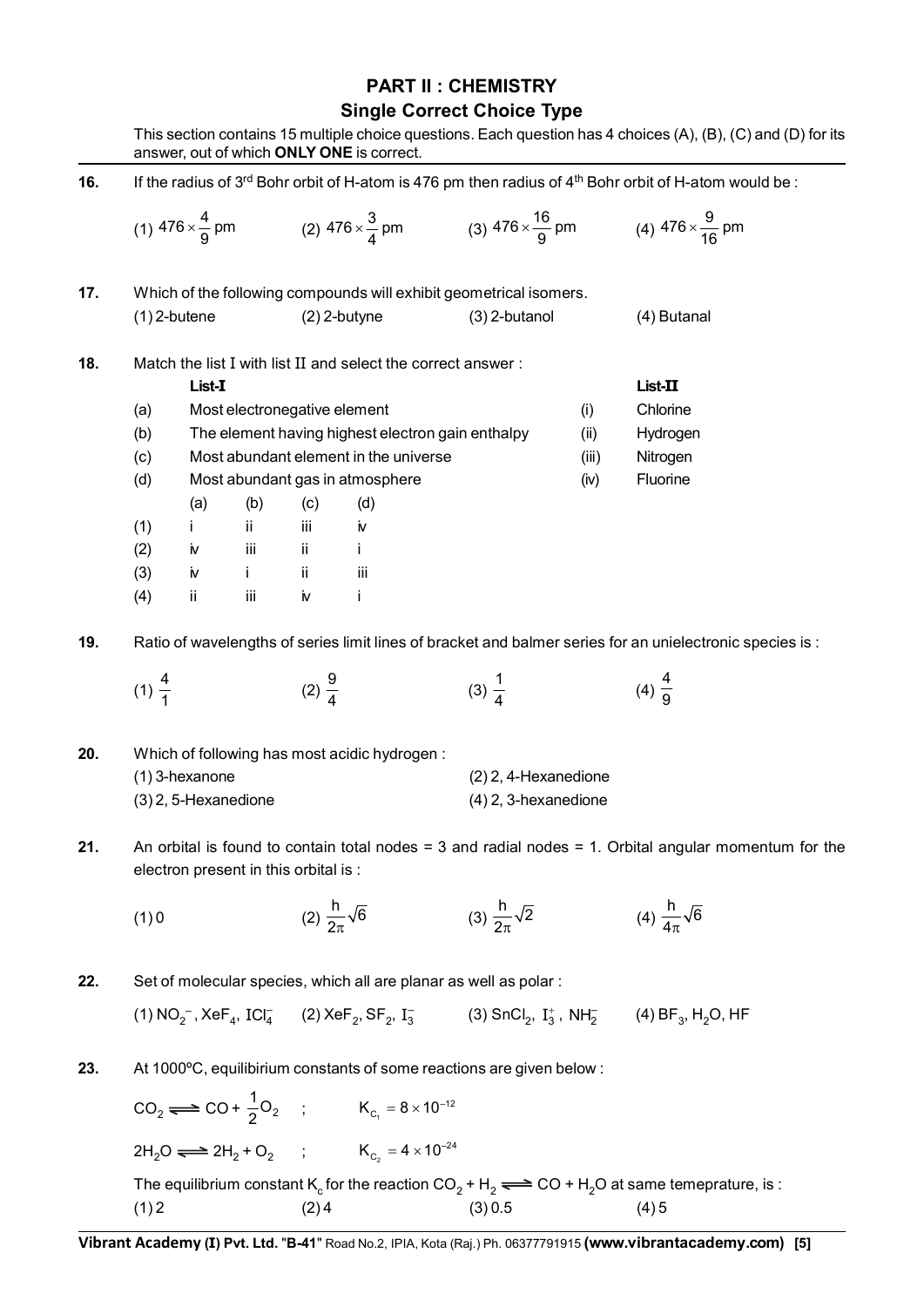## PART II : CHEMISTRY

### Single Correct Choice Type

This section contains 15 multiple choice questions. Each question has 4 choices (A), (B), (C) and (D) for its answer, out of which **ONLY ONE** is correct.

**16.** If the radius of 3rd Bohr orbit of H-atom is 476 pm then radius of 4th Bohr orbit of H-atom would be :

(1) $476 \times \frac{4}{9}$ pm (2) $476 \times \frac{3}{4}$ pm (3) $476 \times \frac{16}{9}$ pm (4) $476 \times \frac{9}{16}$ pm

**17.** Which of the following compounds will exhibit geometrical isomers.

(1) 2-butene (2) 2-butyne (3) 2-butanol (4) Butanal

**18.** Match the list I with list II and select the correct answer :

| | List-I | | List-II |
|---|---|---|---|
| (a) | Most electronegative element | (i) | Chlorine |
| (b) | The element having highest electron gain enthalpy | (ii) | Hydrogen |
| (c) | Most abundant element in the universe | (iii) | Nitrogen |
| (d) | Most abundant gas in atmosphere | (iv) | Fluorine |

| | (a) | (b) | (c) | (d) |
|---|---|---|---|---|
| (1) | i | ii | iii | iv |
| (2) | iv | iii | ii | i |
| (3) | iv | i | ii | iii |
| (4) | ii | iii | iv | i |

**19.** Ratio of wavelengths of series limit lines of bracket and balmer series for an unielectronic species is :

(1) $\frac{4}{1}$ (2) $\frac{9}{4}$ (3) $\frac{1}{4}$ (4) $\frac{4}{9}$

**20.** Which of following has most acidic hydrogen :

(1) 3-hexanone (2) 2, 4-Hexanedione
(3) 2, 5-Hexanedione (4) 2, 3-hexanedione

**21.** An orbital is found to contain total nodes = 3 and radial nodes = 1. Orbital angular momentum for the electron present in this orbital is :

(1) 0 (2) $\frac{h}{2\pi}\sqrt{6}$ (3) $\frac{h}{2\pi}\sqrt{2}$ (4) $\frac{h}{4\pi}\sqrt{6}$

**22.** Set of molecular species, which all are planar as well as polar :

(1) $NO_2^-$, $XeF_4$, $ICl_4^-$ (2) $XeF_2$, $SF_2$, $I_3^-$ (3) $SnCl_2$, $I_3^+$, $NH_2^-$ (4) $BF_3$, $H_2O$, HF

**23.** At 1000ºC, equilibirium constants of some reactions are given below :

$CO_2 \rightleftharpoons CO + \frac{1}{2}O_2$ ; $K_{C_1} = 8 \times 10^{-12}$

$2H_2O \rightleftharpoons 2H_2 + O_2$ ; $K_{C_2} = 4 \times 10^{-24}$

The equilibrium constant $K_c$ for the reaction $CO_2 + H_2 \rightleftharpoons CO + H_2O$ at same temeprature, is :

(1) 2 (2) 4 (3) 0.5 (4) 5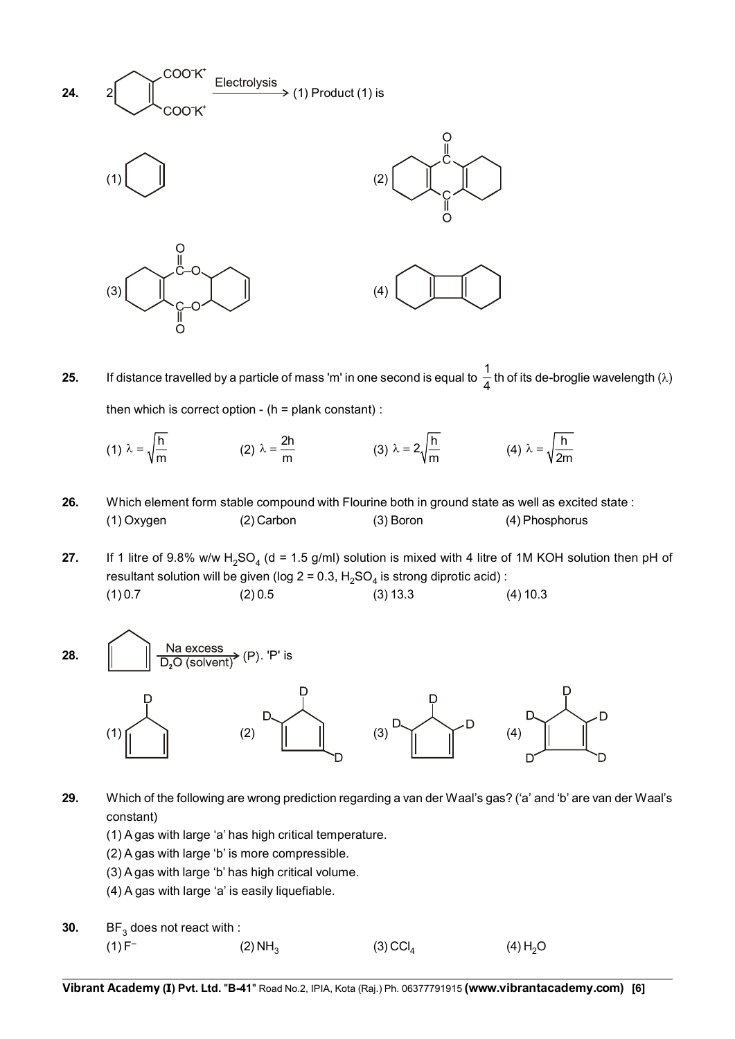**24.** 2 [cyclohexene-1,2-dicarboxylate dipotassium salt: $COO^-K^+$, $COO^-K^+$] $\xrightarrow{\text{Electrolysis}}$ (1) Product (1) is

(1) [cyclohexene]

(2) [tricyclic structure with two $C=O$ groups bridging two cyclohexene rings]

(3) [structure with $C(=O)-O$ and $C(=O)-O$ linking a cyclohexene ring to a cyclohexene ring]

(4) [tricyclic structure with cyclobutadiene fused between two cyclohexane rings]

**25.** If distance travelled by a particle of mass 'm' in one second is equal to $\frac{1}{4}$ th of its de-broglie wavelength ($\lambda$) then which is correct option - (h = plank constant) :

(1) $\lambda = \sqrt{\frac{h}{m}}$ (2) $\lambda = \frac{2h}{m}$ (3) $\lambda = 2\sqrt{\frac{h}{m}}$ (4) $\lambda = \sqrt{\frac{h}{2m}}$

**26.** Which element form stable compound with Flourine both in ground state as well as excited state :

(1) Oxygen (2) Carbon (3) Boron (4) Phosphorus

**27.** If 1 litre of 9.8% w/w $H_2SO_4$ (d = 1.5 g/ml) solution is mixed with 4 litre of 1M KOH solution then pH of resultant solution will be given (log 2 = 0.3, $H_2SO_4$ is strong diprotic acid) :

(1) 0.7 (2) 0.5 (3) 13.3 (4) 10.3

**28.** [cyclopentadiene] $\xrightarrow[\text{D}_2\text{O (solvent)}]{\text{Na excess}}$ (P). 'P' is

(1) [cyclopentadiene with one D] (2) [cyclopentadiene with three D] (3) [cyclopentadiene with three D] (4) [cyclopentadiene with five D]

**29.** Which of the following are wrong prediction regarding a van der Waal's gas? ('a' and 'b' are van der Waal's constant)

(1) A gas with large 'a' has high critical temperature.

(2) A gas with large 'b' is more compressible.

(3) A gas with large 'b' has high critical volume.

(4) A gas with large 'a' is easily liquefiable.

**30.** $BF_3$ does not react with :

(1) $F^-$ (2) $NH_3$ (3) $CCl_4$ (4) $H_2O$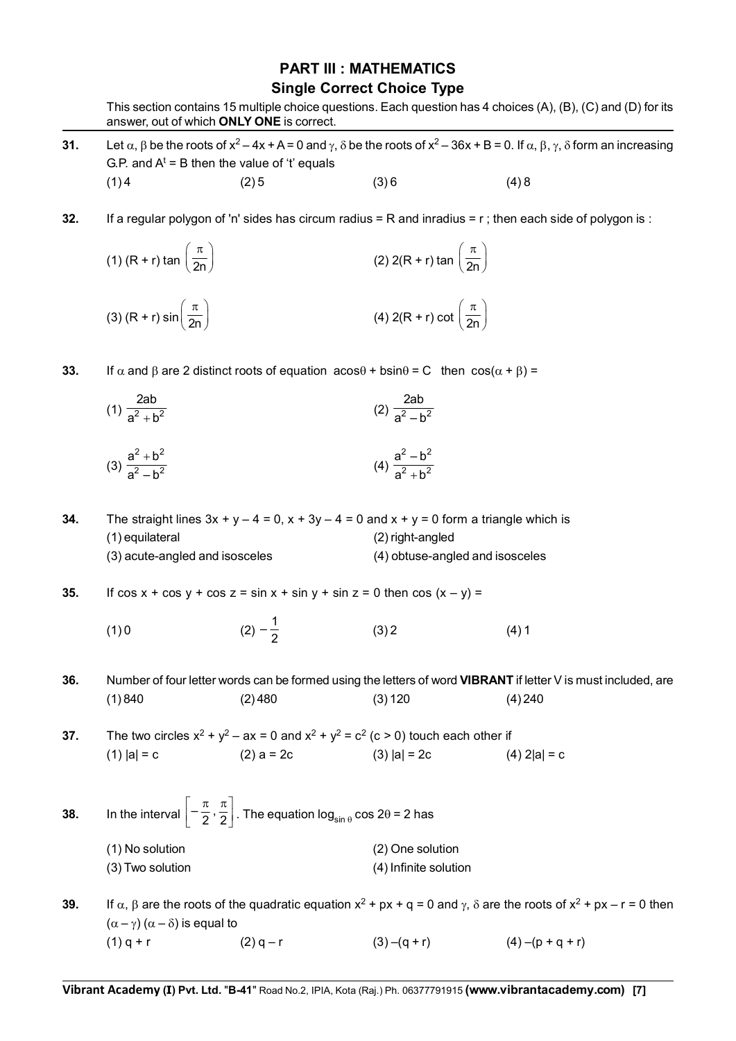## PART III : MATHEMATICS

### Single Correct Choice Type

This section contains 15 multiple choice questions. Each question has 4 choices (A), (B), (C) and (D) for its answer, out of which **ONLY ONE** is correct.

**31.** Let $\alpha$, $\beta$ be the roots of $x^2 - 4x + A = 0$ and $\gamma$, $\delta$ be the roots of $x^2 - 36x + B = 0$. If $\alpha, \beta, \gamma, \delta$ form an increasing G.P. and $A^t = B$ then the value of 't' equals

(1) 4 (2) 5 (3) 6 (4) 8

**32.** If a regular polygon of 'n' sides has circum radius = R and inradius = r ; then each side of polygon is :

(1) $(R + r) \tan\left(\frac{\pi}{2n}\right)$ (2) $2(R + r) \tan\left(\frac{\pi}{2n}\right)$

(3) $(R + r) \sin\left(\frac{\pi}{2n}\right)$ (4) $2(R + r) \cot\left(\frac{\pi}{2n}\right)$

**33.** If $\alpha$ and $\beta$ are 2 distinct roots of equation $a\cos\theta + b\sin\theta = C$ then $\cos(\alpha + \beta) =$

(1) $\frac{2ab}{a^2 + b^2}$ (2) $\frac{2ab}{a^2 - b^2}$

(3) $\frac{a^2 + b^2}{a^2 - b^2}$ (4) $\frac{a^2 - b^2}{a^2 + b^2}$

**34.** The straight lines $3x + y - 4 = 0$, $x + 3y - 4 = 0$ and $x + y = 0$ form a triangle which is

(1) equilateral (2) right-angled

(3) acute-angled and isosceles (4) obtuse-angled and isosceles

**35.** If $\cos x + \cos y + \cos z = \sin x + \sin y + \sin z = 0$ then $\cos(x - y) =$

(1) 0 (2) $-\frac{1}{2}$ (3) 2 (4) 1

**36.** Number of four letter words can be formed using the letters of word **VIBRANT** if letter V is must included, are

(1) 840 (2) 480 (3) 120 (4) 240

**37.** The two circles $x^2 + y^2 - ax = 0$ and $x^2 + y^2 = c^2$ $(c > 0)$ touch each other if

(1) $|a| = c$ (2) $a = 2c$ (3) $|a| = 2c$ (4) $2|a| = c$

**38.** In the interval $\left[-\frac{\pi}{2}, \frac{\pi}{2}\right]$. The equation $\log_{\sin\theta} \cos 2\theta = 2$ has

(1) No solution (2) One solution

(3) Two solution (4) Infinite solution

**39.** If $\alpha$, $\beta$ are the roots of the quadratic equation $x^2 + px + q = 0$ and $\gamma$, $\delta$ are the roots of $x^2 + px - r = 0$ then $(\alpha - \gamma)(\alpha - \delta)$ is equal to

(1) $q + r$ (2) $q - r$ (3) $-(q + r)$ (4) $-(p + q + r)$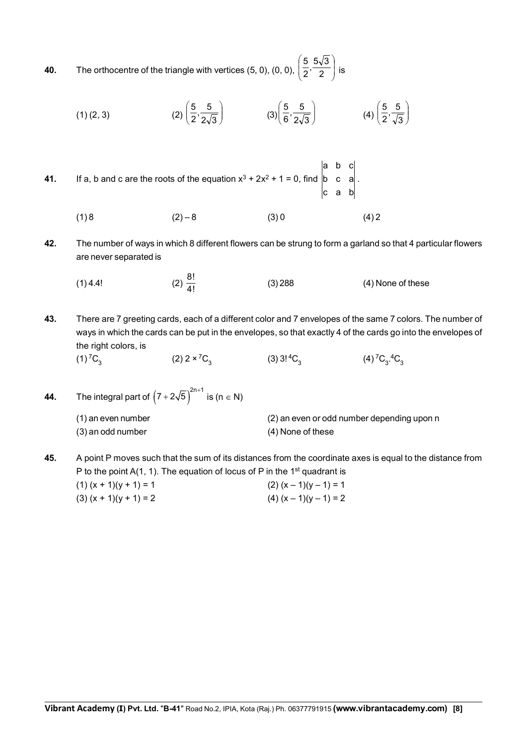**40.** The orthocentre of the triangle with vertices (5, 0), (0, 0), $\left(\frac{5}{2}, \frac{5\sqrt{3}}{2}\right)$ is

(1) (2, 3) (2) $\left(\frac{5}{2}, \frac{5}{2\sqrt{3}}\right)$ (3) $\left(\frac{5}{6}, \frac{5}{2\sqrt{3}}\right)$ (4) $\left(\frac{5}{2}, \frac{5}{\sqrt{3}}\right)$

**41.** If a, b and c are the roots of the equation $x^3 + 2x^2 + 1 = 0$, find $\begin{vmatrix} a & b & c \\ b & c & a \\ c & a & b \end{vmatrix}$.

(1) 8 (2) – 8 (3) 0 (4) 2

**42.** The number of ways in which 8 different flowers can be strung to form a garland so that 4 particular flowers are never separated is

(1) 4.4! (2) $\frac{8!}{4!}$ (3) 288 (4) None of these

**43.** There are 7 greeting cards, each of a different color and 7 envelopes of the same 7 colors. The number of ways in which the cards can be put in the envelopes, so that exactly 4 of the cards go into the envelopes of the right colors, is

(1) ${}^7C_3$ (2) $2 \times {}^7C_3$ (3) $3!\,{}^4C_3$ (4) ${}^7C_3.{}^4C_3$

**44.** The integral part of $\left(7 + 2\sqrt{5}\right)^{2n+1}$ is ($n \in N$)

(1) an even number (2) an even or odd number depending upon n
(3) an odd number (4) None of these

**45.** A point P moves such that the sum of its distances from the coordinate axes is equal to the distance from P to the point A(1, 1). The equation of locus of P in the 1st quadrant is

(1) $(x + 1)(y + 1) = 1$ (2) $(x – 1)(y – 1) = 1$
(3) $(x + 1)(y + 1) = 2$ (4) $(x – 1)(y – 1) = 2$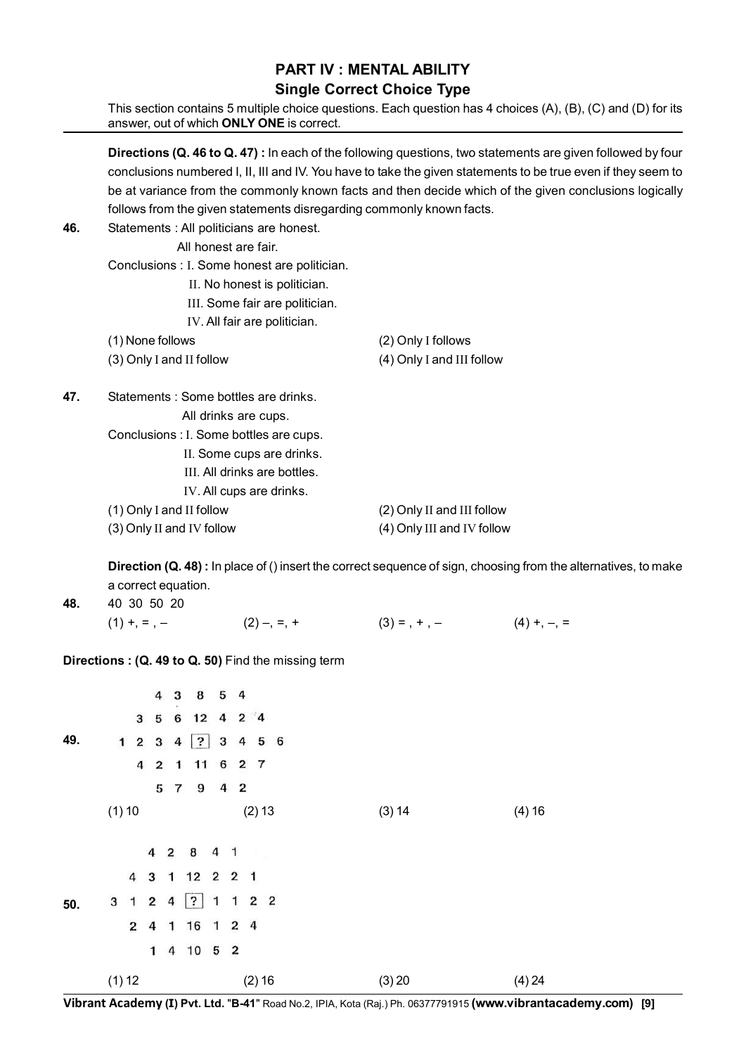## PART IV : MENTAL ABILITY

### Single Correct Choice Type

This section contains 5 multiple choice questions. Each question has 4 choices (A), (B), (C) and (D) for its answer, out of which **ONLY ONE** is correct.

---

**Directions (Q. 46 to Q. 47) :** In each of the following questions, two statements are given followed by four conclusions numbered I, II, III and IV. You have to take the given statements to be true even if they seem to be at variance from the commonly known facts and then decide which of the given conclusions logically follows from the given statements disregarding commonly known facts.

**46.** Statements : All politicians are honest.
All honest are fair.

Conclusions : I. Some honest are politician.
II. No honest is politician.
III. Some fair are politician.
IV. All fair are politician.

(1) None follows
(2) Only I follows
(3) Only I and II follow
(4) Only I and III follow

**47.** Statements : Some bottles are drinks.
All drinks are cups.

Conclusions : I. Some bottles are cups.
II. Some cups are drinks.
III. All drinks are bottles.
IV. All cups are drinks.

(1) Only I and II follow
(2) Only II and III follow
(3) Only II and IV follow
(4) Only III and IV follow

**Direction (Q. 48) :** In place of () insert the correct sequence of sign, choosing from the alternatives, to make a correct equation.

**48.** 40 30 50 20

(1) +, = , –
(2) –, =, +
(3) = , + , –
(4) +, –, =

**Directions : (Q. 49 to Q. 50)** Find the missing term

**49.**

```
        4  3  8  5  4
     3  5  6 12  4  2  4
  1  2  3  4 [?]  3  4  5  6
     4  2  1 11  6  2  7
        5  7  9  4  2
```

(1) 10
(2) 13
(3) 14
(4) 16

**50.**

```
        4  2  8  4  1
     4  3  1 12  2  2  1
  3  1  2  4 [?]  1  1  2  2
     2  4  1 16  1  2  4
        1  4 10  5  2
```

(1) 12
(2) 16
(3) 20
(4) 24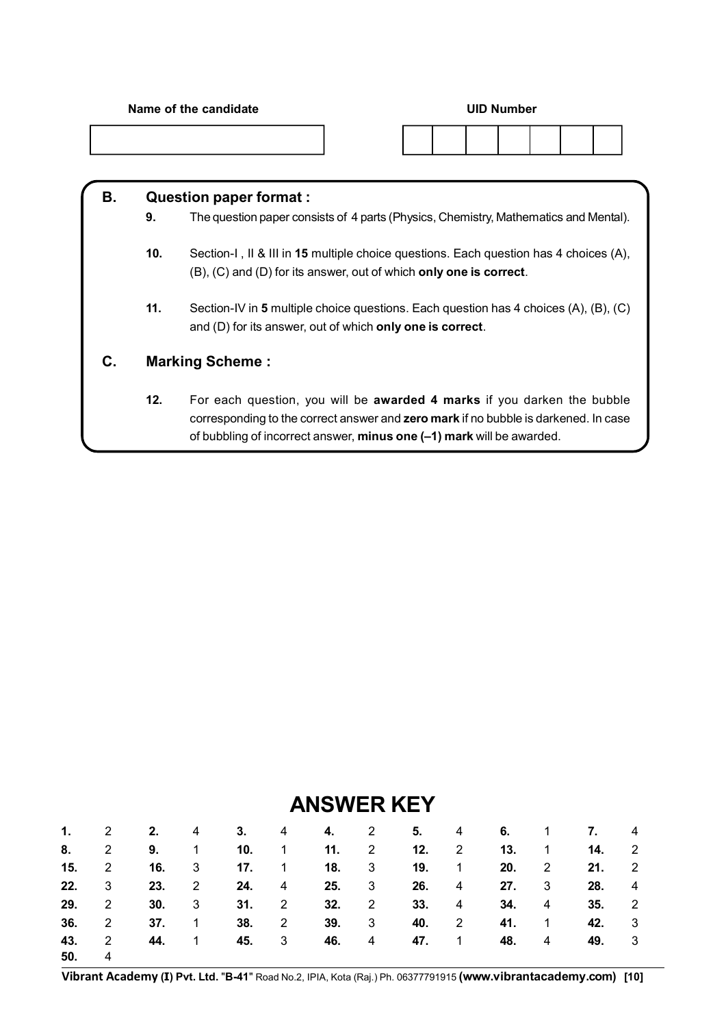| Name of the candidate | UID Number |
| --- | --- |
| | |

## B. Question paper format :

9. The question paper consists of 4 parts (Physics, Chemistry, Mathematics and Mental).

10. Section-I , II & III in **15** multiple choice questions. Each question has 4 choices (A), (B), (C) and (D) for its answer, out of which **only one is correct**.

11. Section-IV in **5** multiple choice questions. Each question has 4 choices (A), (B), (C) and (D) for its answer, out of which **only one is correct**.

## C. Marking Scheme :

12. For each question, you will be **awarded 4 marks** if you darken the bubble corresponding to the correct answer and **zero mark** if no bubble is darkened. In case of bubbling of incorrect answer, **minus one (–1) mark** will be awarded.

# ANSWER KEY

| | | | | | | | | | | | | | |
| --- | --- | --- | --- | --- | --- | --- | --- | --- | --- | --- | --- | --- | --- |
| **1.** | 2 | **2.** | 4 | **3.** | 4 | **4.** | 2 | **5.** | 4 | **6.** | 1 | **7.** | 4 |
| **8.** | 2 | **9.** | 1 | **10.** | 1 | **11.** | 2 | **12.** | 2 | **13.** | 1 | **14.** | 2 |
| **15.** | 2 | **16.** | 3 | **17.** | 1 | **18.** | 3 | **19.** | 1 | **20.** | 2 | **21.** | 2 |
| **22.** | 3 | **23.** | 2 | **24.** | 4 | **25.** | 3 | **26.** | 4 | **27.** | 3 | **28.** | 4 |
| **29.** | 2 | **30.** | 3 | **31.** | 2 | **32.** | 2 | **33.** | 4 | **34.** | 4 | **35.** | 2 |
| **36.** | 2 | **37.** | 1 | **38.** | 2 | **39.** | 3 | **40.** | 2 | **41.** | 1 | **42.** | 3 |
| **43.** | 2 | **44.** | 1 | **45.** | 3 | **46.** | 4 | **47.** | 1 | **48.** | 4 | **49.** | 3 |
| **50.** | 4 | | | | | | | | | | | | |